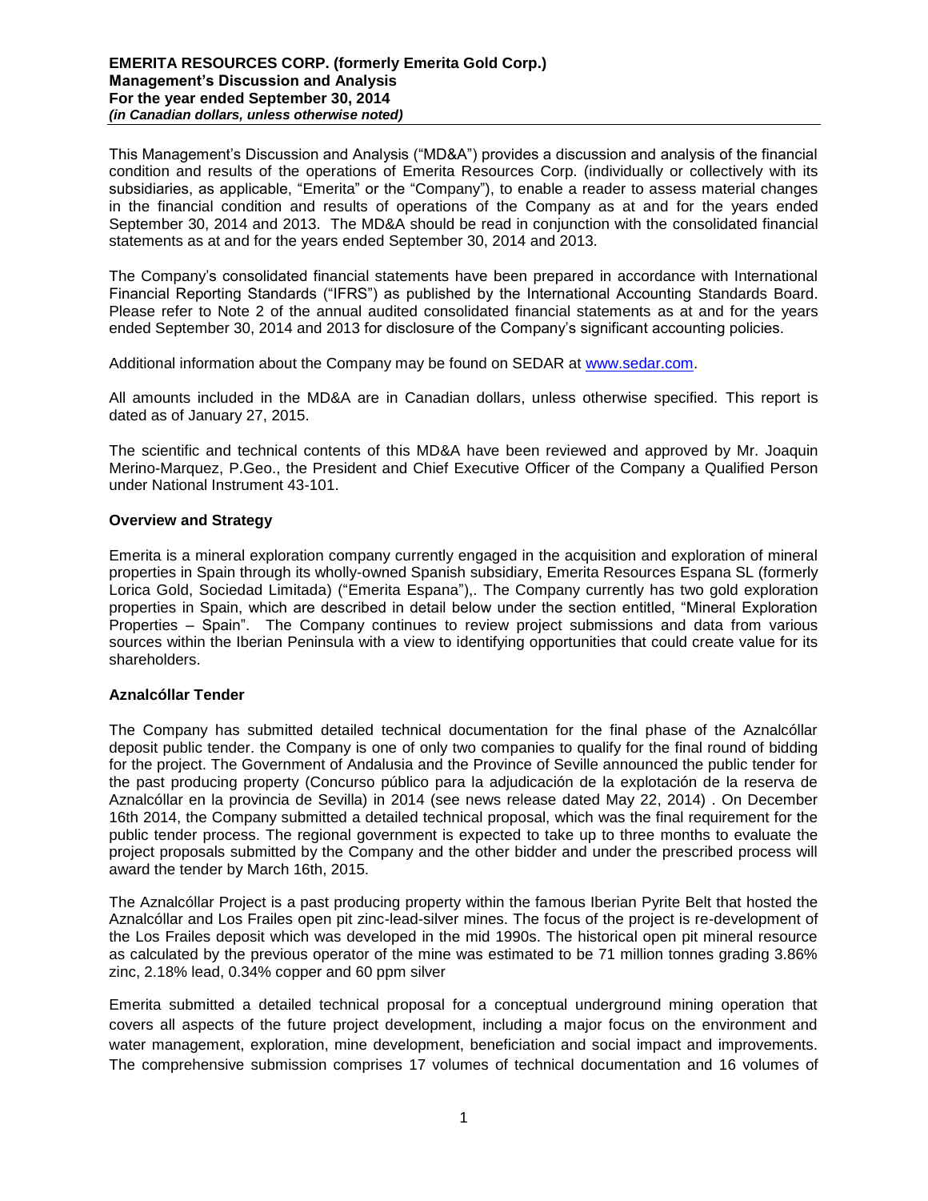This Management's Discussion and Analysis ("MD&A") provides a discussion and analysis of the financial condition and results of the operations of Emerita Resources Corp. (individually or collectively with its subsidiaries, as applicable, "Emerita" or the "Company"), to enable a reader to assess material changes in the financial condition and results of operations of the Company as at and for the years ended September 30, 2014 and 2013. The MD&A should be read in conjunction with the consolidated financial statements as at and for the years ended September 30, 2014 and 2013.

The Company's consolidated financial statements have been prepared in accordance with International Financial Reporting Standards ("IFRS") as published by the International Accounting Standards Board. Please refer to Note 2 of the annual audited consolidated financial statements as at and for the years ended September 30, 2014 and 2013 for disclosure of the Company's significant accounting policies.

Additional information about the Company may be found on SEDAR at www.sedar.com.

All amounts included in the MD&A are in Canadian dollars, unless otherwise specified. This report is dated as of January 27, 2015.

The scientific and technical contents of this MD&A have been reviewed and approved by Mr. Joaquin Merino-Marquez, P.Geo., the President and Chief Executive Officer of the Company a Qualified Person under National Instrument 43-101.

## Overview and Strategy

Emerita is a mineral exploration company currently engaged in the acquisition and exploration of mineral properties in Spain through its wholly-owned Spanish subsidiary, Emerita Resources Espana SL (formerly Lorica Gold, Sociedad Limitada) ("Emerita Espana"),. The Company currently has two gold exploration properties in Spain, which are described in detail below under the section entitled, "Mineral Exploration Properties – Spain". The Company continues to review project submissions and data from various sources within the Iberian Peninsula with a view to identifying opportunities that could create value for its shareholders.

## Aznalcóllar Tender

The Company has submitted detailed technical documentation for the final phase of the Aznalcóllar deposit public tender. the Company is one of only two companies to qualify for the final round of bidding for the project. The Government of Andalusia and the Province of Seville announced the public tender for the past producing property (Concurso público para la adjudicación de la explotación de la reserva de Aznalcóllar en la provincia de Sevilla) in 2014 (see news release dated May 22, 2014) . On December 16th 2014, the Company submitted a detailed technical proposal, which was the final requirement for the public tender process. The regional government is expected to take up to three months to evaluate the project proposals submitted by the Company and the other bidder and under the prescribed process will award the tender by March 16th, 2015.

The Aznalcóllar Project is a past producing property within the famous Iberian Pyrite Belt that hosted the Aznalcóllar and Los Frailes open pit zinc-lead-silver mines. The focus of the project is re-development of the Los Frailes deposit which was developed in the mid 1990s. The historical open pit mineral resource as calculated by the previous operator of the mine was estimated to be 71 million tonnes grading 3.86% zinc, 2.18% lead, 0.34% copper and 60 ppm silver

Emerita submitted a detailed technical proposal for a conceptual underground mining operation that covers all aspects of the future project development, including a major focus on the environment and water management, exploration, mine development, beneficiation and social impact and improvements. The comprehensive submission comprises 17 volumes of technical documentation and 16 volumes of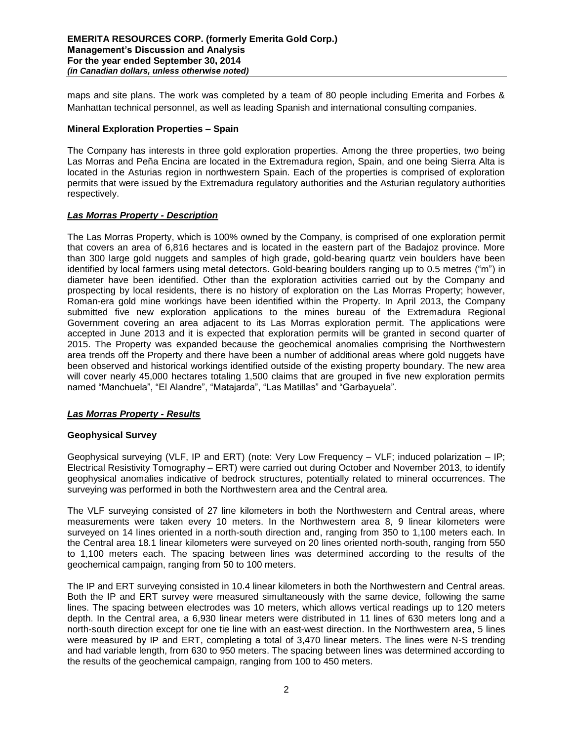maps and site plans. The work was completed by a team of 80 people including Emerita and Forbes & Manhattan technical personnel, as well as leading Spanish and international consulting companies.

**Mineral Exploration Properties – Spain**

The Company has interests in three gold exploration properties. Among the three properties, two being Las Morras and Peña Encina are located in the Extremadura region, Spain, and one being Sierra Alta is located in the Asturias region in northwestern Spain. Each of the properties is comprised of exploration permits that were issued by the Extremadura regulatory authorities and the Asturian regulatory authorities respectively.

***Las Morras Property - Description***

The Las Morras Property, which is 100% owned by the Company, is comprised of one exploration permit that covers an area of 6,816 hectares and is located in the eastern part of the Badajoz province. More than 300 large gold nuggets and samples of high grade, gold-bearing quartz vein boulders have been identified by local farmers using metal detectors. Gold-bearing boulders ranging up to 0.5 metres ("m") in diameter have been identified. Other than the exploration activities carried out by the Company and prospecting by local residents, there is no history of exploration on the Las Morras Property; however, Roman-era gold mine workings have been identified within the Property. In April 2013, the Company submitted five new exploration applications to the mines bureau of the Extremadura Regional Government covering an area adjacent to its Las Morras exploration permit. The applications were accepted in June 2013 and it is expected that exploration permits will be granted in second quarter of 2015. The Property was expanded because the geochemical anomalies comprising the Northwestern area trends off the Property and there have been a number of additional areas where gold nuggets have been observed and historical workings identified outside of the existing property boundary. The new area will cover nearly 45,000 hectares totaling 1,500 claims that are grouped in five new exploration permits named "Manchuela", "El Alandre", "Matajarda", "Las Matillas" and "Garbayuela".

***Las Morras Property - Results***

**Geophysical Survey**

Geophysical surveying (VLF, IP and ERT) (note: Very Low Frequency – VLF; induced polarization – IP; Electrical Resistivity Tomography – ERT) were carried out during October and November 2013, to identify geophysical anomalies indicative of bedrock structures, potentially related to mineral occurrences. The surveying was performed in both the Northwestern area and the Central area.

The VLF surveying consisted of 27 line kilometers in both the Northwestern and Central areas, where measurements were taken every 10 meters. In the Northwestern area 8, 9 linear kilometers were surveyed on 14 lines oriented in a north-south direction and, ranging from 350 to 1,100 meters each. In the Central area 18.1 linear kilometers were surveyed on 20 lines oriented north-south, ranging from 550 to 1,100 meters each. The spacing between lines was determined according to the results of the geochemical campaign, ranging from 50 to 100 meters.

The IP and ERT surveying consisted in 10.4 linear kilometers in both the Northwestern and Central areas. Both the IP and ERT survey were measured simultaneously with the same device, following the same lines. The spacing between electrodes was 10 meters, which allows vertical readings up to 120 meters depth. In the Central area, a 6,930 linear meters were distributed in 11 lines of 630 meters long and a north-south direction except for one tie line with an east-west direction. In the Northwestern area, 5 lines were measured by IP and ERT, completing a total of 3,470 linear meters. The lines were N-S trending and had variable length, from 630 to 950 meters. The spacing between lines was determined according to the results of the geochemical campaign, ranging from 100 to 450 meters.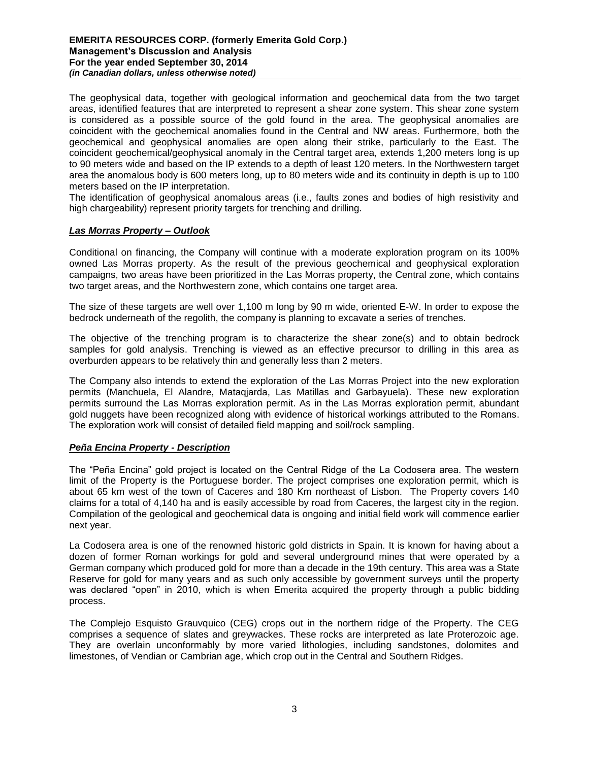The geophysical data, together with geological information and geochemical data from the two target areas, identified features that are interpreted to represent a shear zone system. This shear zone system is considered as a possible source of the gold found in the area. The geophysical anomalies are coincident with the geochemical anomalies found in the Central and NW areas. Furthermore, both the geochemical and geophysical anomalies are open along their strike, particularly to the East. The coincident geochemical/geophysical anomaly in the Central target area, extends 1,200 meters long is up to 90 meters wide and based on the IP extends to a depth of least 120 meters. In the Northwestern target area the anomalous body is 600 meters long, up to 80 meters wide and its continuity in depth is up to 100 meters based on the IP interpretation.
The identification of geophysical anomalous areas (i.e., faults zones and bodies of high resistivity and high chargeability) represent priority targets for trenching and drilling.

### ***Las Morras Property – Outlook***

Conditional on financing, the Company will continue with a moderate exploration program on its 100% owned Las Morras property. As the result of the previous geochemical and geophysical exploration campaigns, two areas have been prioritized in the Las Morras property, the Central zone, which contains two target areas, and the Northwestern zone, which contains one target area.

The size of these targets are well over 1,100 m long by 90 m wide, oriented E-W. In order to expose the bedrock underneath of the regolith, the company is planning to excavate a series of trenches.

The objective of the trenching program is to characterize the shear zone(s) and to obtain bedrock samples for gold analysis. Trenching is viewed as an effective precursor to drilling in this area as overburden appears to be relatively thin and generally less than 2 meters.

The Company also intends to extend the exploration of the Las Morras Project into the new exploration permits (Manchuela, El Alandre, Mataqjarda, Las Matillas and Garbayuela). These new exploration permits surround the Las Morras exploration permit. As in the Las Morras exploration permit, abundant gold nuggets have been recognized along with evidence of historical workings attributed to the Romans. The exploration work will consist of detailed field mapping and soil/rock sampling.

### ***Peña Encina Property - Description***

The "Peña Encina" gold project is located on the Central Ridge of the La Codosera area. The western limit of the Property is the Portuguese border. The project comprises one exploration permit, which is about 65 km west of the town of Caceres and 180 Km northeast of Lisbon. The Property covers 140 claims for a total of 4,140 ha and is easily accessible by road from Caceres, the largest city in the region. Compilation of the geological and geochemical data is ongoing and initial field work will commence earlier next year.

La Codosera area is one of the renowned historic gold districts in Spain. It is known for having about a dozen of former Roman workings for gold and several underground mines that were operated by a German company which produced gold for more than a decade in the 19th century. This area was a State Reserve for gold for many years and as such only accessible by government surveys until the property was declared "open" in 2010, which is when Emerita acquired the property through a public bidding process.

The Complejo Esquisto Grauvquico (CEG) crops out in the northern ridge of the Property. The CEG comprises a sequence of slates and greywackes. These rocks are interpreted as late Proterozoic age. They are overlain unconformably by more varied lithologies, including sandstones, dolomites and limestones, of Vendian or Cambrian age, which crop out in the Central and Southern Ridges.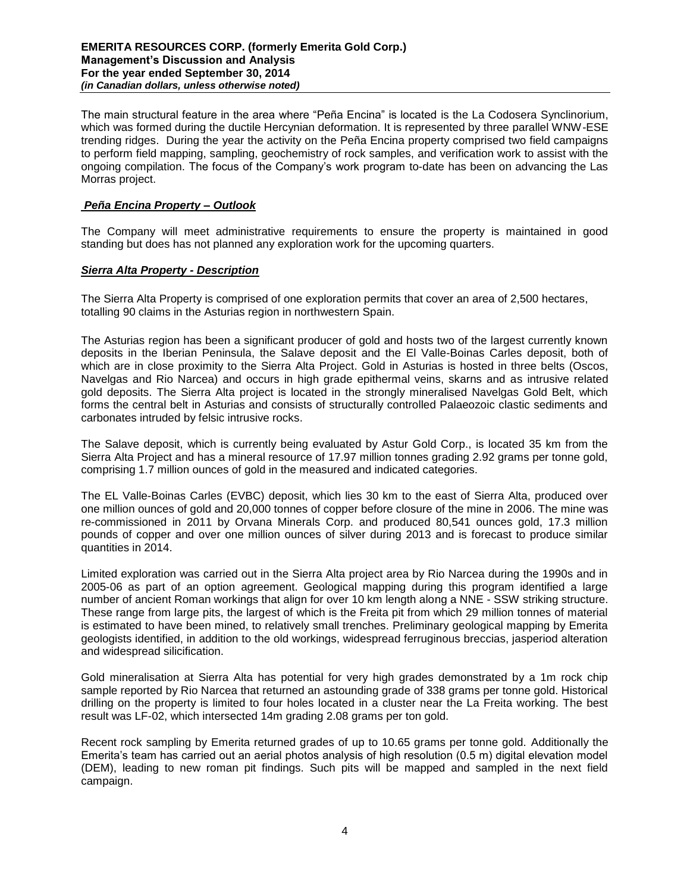The main structural feature in the area where "Peña Encina" is located is the La Codosera Synclinorium, which was formed during the ductile Hercynian deformation. It is represented by three parallel WNW-ESE trending ridges. During the year the activity on the Peña Encina property comprised two field campaigns to perform field mapping, sampling, geochemistry of rock samples, and verification work to assist with the ongoing compilation. The focus of the Company's work program to-date has been on advancing the Las Morras project.

***Peña Encina Property – Outlook***

The Company will meet administrative requirements to ensure the property is maintained in good standing but does has not planned any exploration work for the upcoming quarters.

***Sierra Alta Property - Description***

The Sierra Alta Property is comprised of one exploration permits that cover an area of 2,500 hectares, totalling 90 claims in the Asturias region in northwestern Spain.

The Asturias region has been a significant producer of gold and hosts two of the largest currently known deposits in the Iberian Peninsula, the Salave deposit and the El Valle-Boinas Carles deposit, both of which are in close proximity to the Sierra Alta Project. Gold in Asturias is hosted in three belts (Oscos, Navelgas and Rio Narcea) and occurs in high grade epithermal veins, skarns and as intrusive related gold deposits. The Sierra Alta project is located in the strongly mineralised Navelgas Gold Belt, which forms the central belt in Asturias and consists of structurally controlled Palaeozoic clastic sediments and carbonates intruded by felsic intrusive rocks.

The Salave deposit, which is currently being evaluated by Astur Gold Corp., is located 35 km from the Sierra Alta Project and has a mineral resource of 17.97 million tonnes grading 2.92 grams per tonne gold, comprising 1.7 million ounces of gold in the measured and indicated categories.

The EL Valle-Boinas Carles (EVBC) deposit, which lies 30 km to the east of Sierra Alta, produced over one million ounces of gold and 20,000 tonnes of copper before closure of the mine in 2006. The mine was re-commissioned in 2011 by Orvana Minerals Corp. and produced 80,541 ounces gold, 17.3 million pounds of copper and over one million ounces of silver during 2013 and is forecast to produce similar quantities in 2014.

Limited exploration was carried out in the Sierra Alta project area by Rio Narcea during the 1990s and in 2005-06 as part of an option agreement. Geological mapping during this program identified a large number of ancient Roman workings that align for over 10 km length along a NNE - SSW striking structure. These range from large pits, the largest of which is the Freita pit from which 29 million tonnes of material is estimated to have been mined, to relatively small trenches. Preliminary geological mapping by Emerita geologists identified, in addition to the old workings, widespread ferruginous breccias, jasperiod alteration and widespread silicification.

Gold mineralisation at Sierra Alta has potential for very high grades demonstrated by a 1m rock chip sample reported by Rio Narcea that returned an astounding grade of 338 grams per tonne gold. Historical drilling on the property is limited to four holes located in a cluster near the La Freita working. The best result was LF-02, which intersected 14m grading 2.08 grams per ton gold.

Recent rock sampling by Emerita returned grades of up to 10.65 grams per tonne gold. Additionally the Emerita's team has carried out an aerial photos analysis of high resolution (0.5 m) digital elevation model (DEM), leading to new roman pit findings. Such pits will be mapped and sampled in the next field campaign.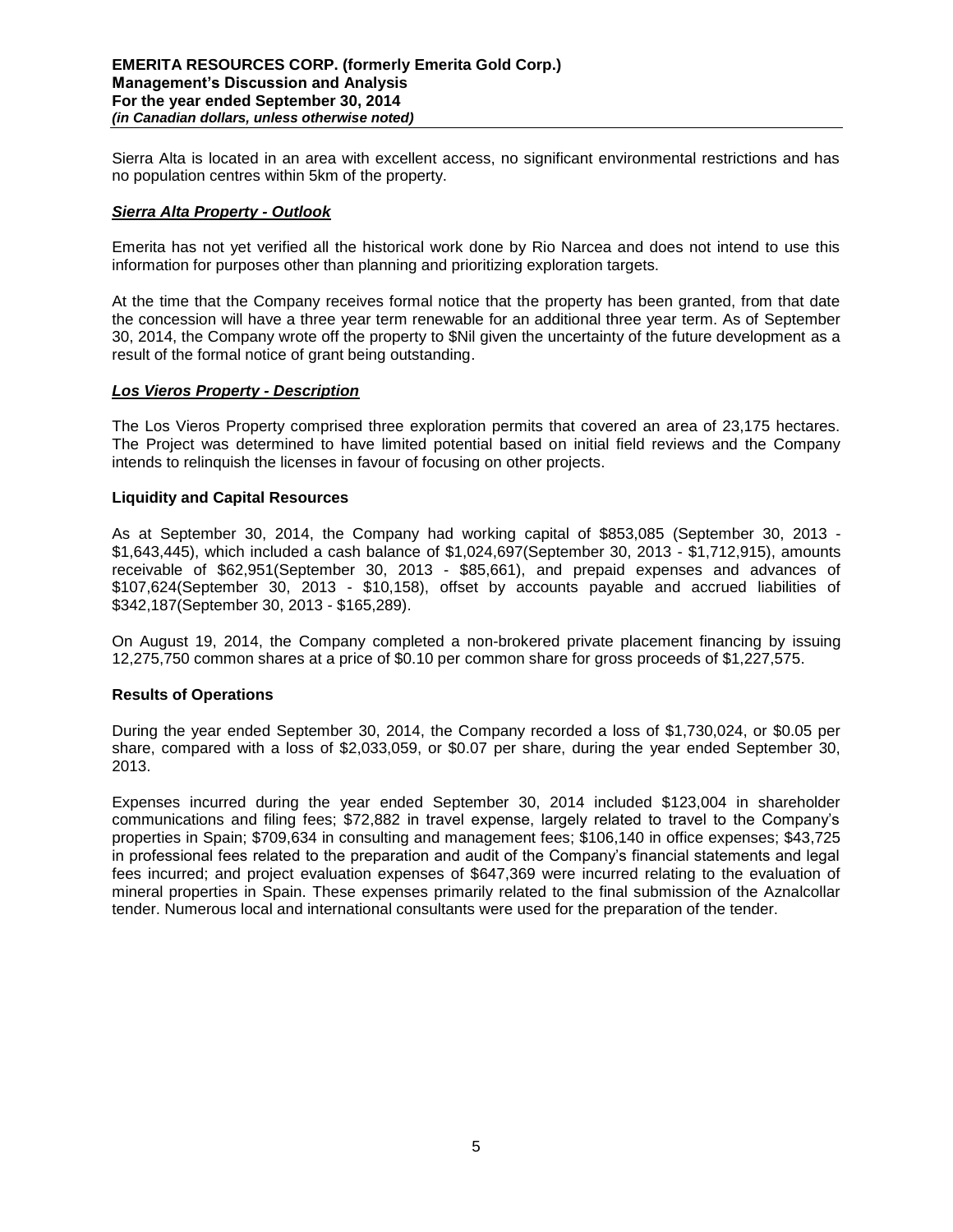Sierra Alta is located in an area with excellent access, no significant environmental restrictions and has no population centres within 5km of the property.

***Sierra Alta Property - Outlook***

Emerita has not yet verified all the historical work done by Rio Narcea and does not intend to use this information for purposes other than planning and prioritizing exploration targets.

At the time that the Company receives formal notice that the property has been granted, from that date the concession will have a three year term renewable for an additional three year term. As of September 30, 2014, the Company wrote off the property to $Nil given the uncertainty of the future development as a result of the formal notice of grant being outstanding.

***Los Vieros Property - Description***

The Los Vieros Property comprised three exploration permits that covered an area of 23,175 hectares. The Project was determined to have limited potential based on initial field reviews and the Company intends to relinquish the licenses in favour of focusing on other projects.

**Liquidity and Capital Resources**

As at September 30, 2014, the Company had working capital of $853,085 (September 30, 2013 - $1,643,445), which included a cash balance of $1,024,697(September 30, 2013 - $1,712,915), amounts receivable of $62,951(September 30, 2013 - $85,661), and prepaid expenses and advances of $107,624(September 30, 2013 - $10,158), offset by accounts payable and accrued liabilities of $342,187(September 30, 2013 - $165,289).

On August 19, 2014, the Company completed a non-brokered private placement financing by issuing 12,275,750 common shares at a price of $0.10 per common share for gross proceeds of $1,227,575.

**Results of Operations**

During the year ended September 30, 2014, the Company recorded a loss of $1,730,024, or $0.05 per share, compared with a loss of $2,033,059, or $0.07 per share, during the year ended September 30, 2013.

Expenses incurred during the year ended September 30, 2014 included $123,004 in shareholder communications and filing fees; $72,882 in travel expense, largely related to travel to the Company's properties in Spain; $709,634 in consulting and management fees; $106,140 in office expenses; $43,725 in professional fees related to the preparation and audit of the Company's financial statements and legal fees incurred; and project evaluation expenses of $647,369 were incurred relating to the evaluation of mineral properties in Spain. These expenses primarily related to the final submission of the Aznalcollar tender. Numerous local and international consultants were used for the preparation of the tender.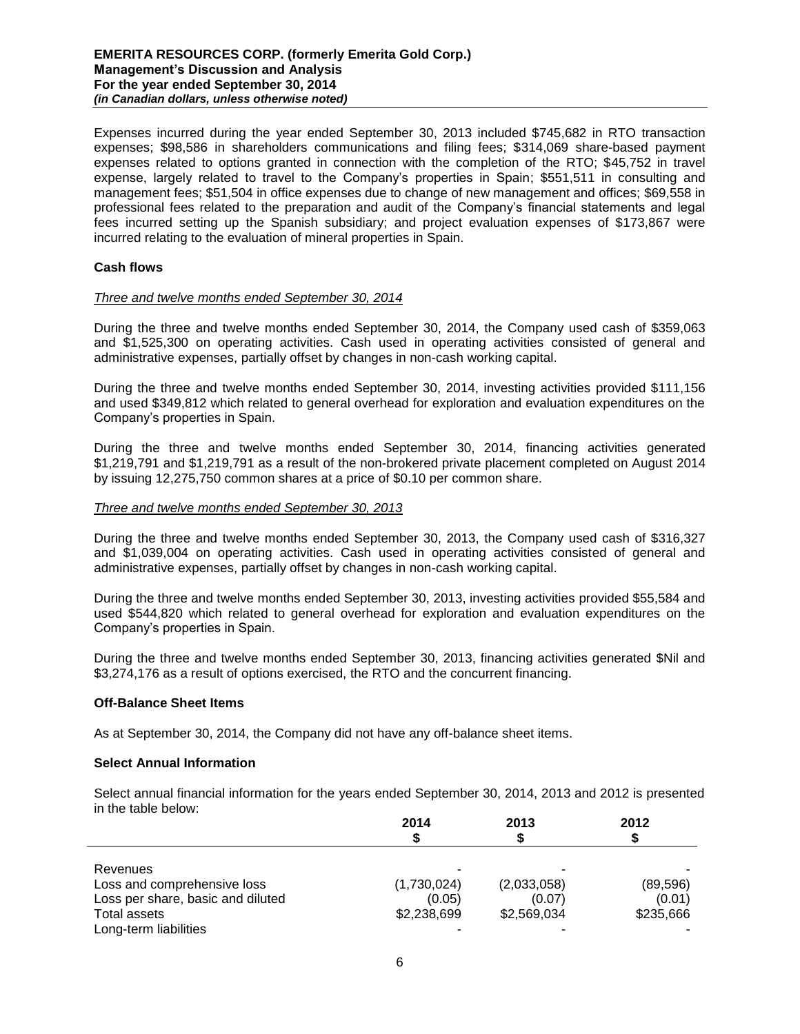Expenses incurred during the year ended September 30, 2013 included $745,682 in RTO transaction expenses; $98,586 in shareholders communications and filing fees; $314,069 share-based payment expenses related to options granted in connection with the completion of the RTO; $45,752 in travel expense, largely related to travel to the Company's properties in Spain; $551,511 in consulting and management fees; $51,504 in office expenses due to change of new management and offices; $69,558 in professional fees related to the preparation and audit of the Company's financial statements and legal fees incurred setting up the Spanish subsidiary; and project evaluation expenses of $173,867 were incurred relating to the evaluation of mineral properties in Spain.

## Cash flows

*Three and twelve months ended September 30, 2014*

During the three and twelve months ended September 30, 2014, the Company used cash of $359,063 and $1,525,300 on operating activities. Cash used in operating activities consisted of general and administrative expenses, partially offset by changes in non-cash working capital.

During the three and twelve months ended September 30, 2014, investing activities provided $111,156 and used $349,812 which related to general overhead for exploration and evaluation expenditures on the Company's properties in Spain.

During the three and twelve months ended September 30, 2014, financing activities generated $1,219,791 and $1,219,791 as a result of the non-brokered private placement completed on August 2014 by issuing 12,275,750 common shares at a price of $0.10 per common share.

*Three and twelve months ended September 30, 2013*

During the three and twelve months ended September 30, 2013, the Company used cash of $316,327 and $1,039,004 on operating activities. Cash used in operating activities consisted of general and administrative expenses, partially offset by changes in non-cash working capital.

During the three and twelve months ended September 30, 2013, investing activities provided $55,584 and used $544,820 which related to general overhead for exploration and evaluation expenditures on the Company's properties in Spain.

During the three and twelve months ended September 30, 2013, financing activities generated $Nil and $3,274,176 as a result of options exercised, the RTO and the concurrent financing.

## Off-Balance Sheet Items

As at September 30, 2014, the Company did not have any off-balance sheet items.

## Select Annual Information

Select annual financial information for the years ended September 30, 2014, 2013 and 2012 is presented in the table below:

| | 2014<br>$ | 2013<br>$ | 2012<br>$ |
|---|---|---|---|
| Revenues | - | - | - |
| Loss and comprehensive loss | (1,730,024) | (2,033,058) | (89,596) |
| Loss per share, basic and diluted | (0.05) | (0.07) | (0.01) |
| Total assets | $2,238,699 | $2,569,034 | $235,666 |
| Long-term liabilities | - | - | - |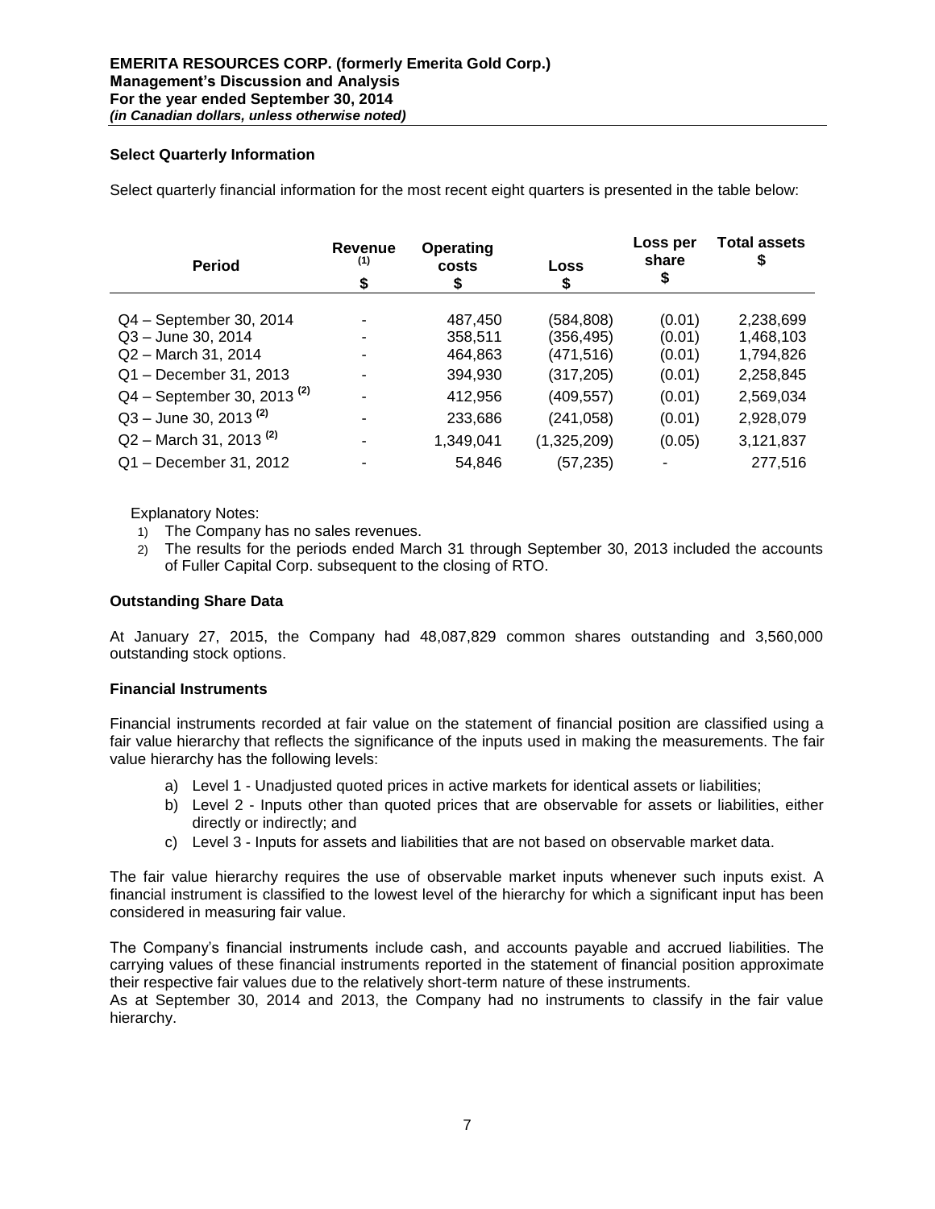### Select Quarterly Information

Select quarterly financial information for the most recent eight quarters is presented in the table below:

| Period | Revenue [(1)] $ | Operating costs $ | Loss $ | Loss per share $ | Total assets $ |
|---|---|---|---|---|---|
| Q4 – September 30, 2014 | - | 487,450 | (584,808) | (0.01) | 2,238,699 |
| Q3 – June 30, 2014 | - | 358,511 | (356,495) | (0.01) | 1,468,103 |
| Q2 – March 31, 2014 | - | 464,863 | (471,516) | (0.01) | 1,794,826 |
| Q1 – December 31, 2013 | - | 394,930 | (317,205) | (0.01) | 2,258,845 |
| Q4 – September 30, 2013 [(2)] | - | 412,956 | (409,557) | (0.01) | 2,569,034 |
| Q3 – June 30, 2013 [(2)] | - | 233,686 | (241,058) | (0.01) | 2,928,079 |
| Q2 – March 31, 2013 [(2)] | - | 1,349,041 | (1,325,209) | (0.05) | 3,121,837 |
| Q1 – December 31, 2012 | - | 54,846 | (57,235) | - | 277,516 |

Explanatory Notes:

1) The Company has no sales revenues.
2) The results for the periods ended March 31 through September 30, 2013 included the accounts of Fuller Capital Corp. subsequent to the closing of RTO.

### Outstanding Share Data

At January 27, 2015, the Company had 48,087,829 common shares outstanding and 3,560,000 outstanding stock options.

### Financial Instruments

Financial instruments recorded at fair value on the statement of financial position are classified using a fair value hierarchy that reflects the significance of the inputs used in making the measurements. The fair value hierarchy has the following levels:

a) Level 1 - Unadjusted quoted prices in active markets for identical assets or liabilities;
b) Level 2 - Inputs other than quoted prices that are observable for assets or liabilities, either directly or indirectly; and
c) Level 3 - Inputs for assets and liabilities that are not based on observable market data.

The fair value hierarchy requires the use of observable market inputs whenever such inputs exist. A financial instrument is classified to the lowest level of the hierarchy for which a significant input has been considered in measuring fair value.

The Company's financial instruments include cash, and accounts payable and accrued liabilities. The carrying values of these financial instruments reported in the statement of financial position approximate their respective fair values due to the relatively short-term nature of these instruments.
As at September 30, 2014 and 2013, the Company had no instruments to classify in the fair value hierarchy.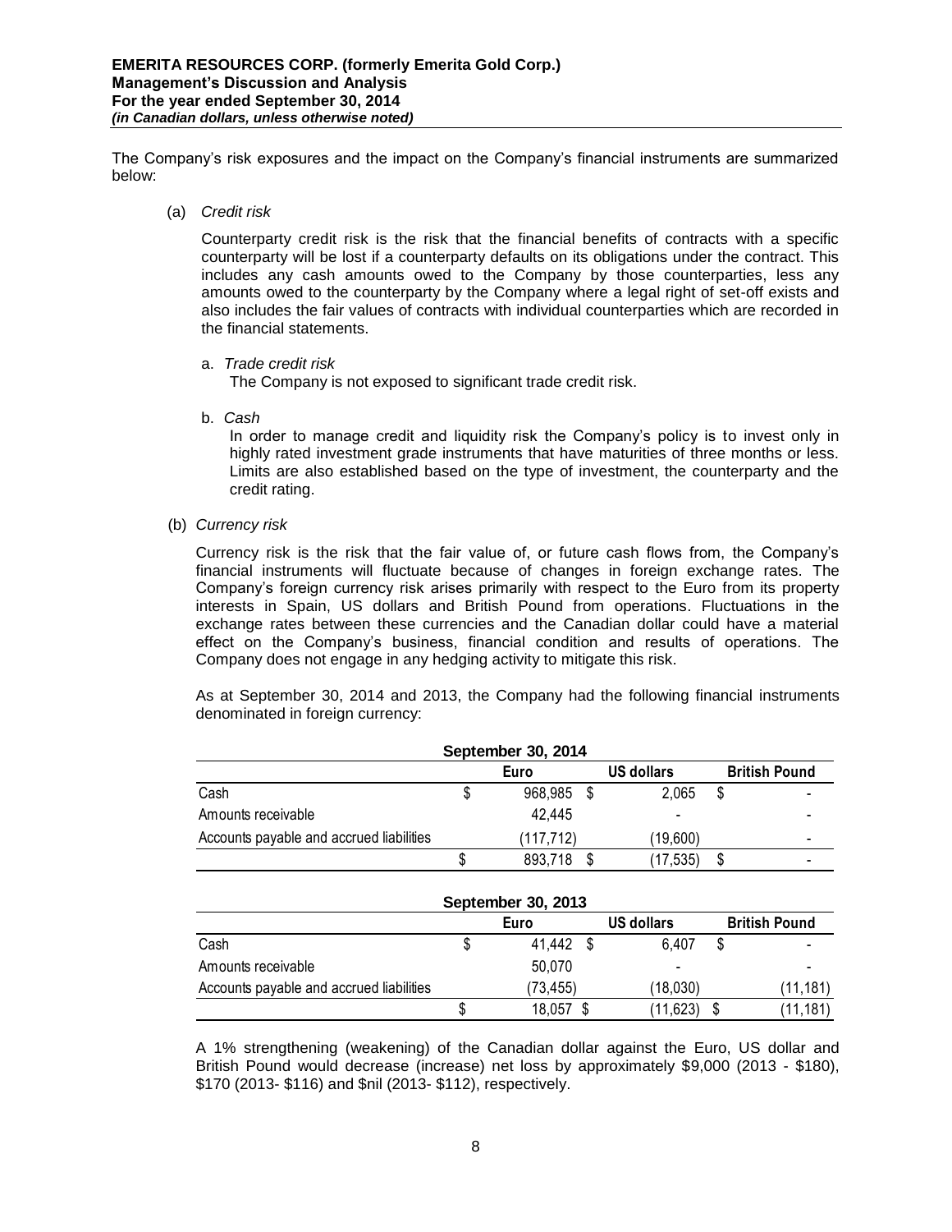The Company's risk exposures and the impact on the Company's financial instruments are summarized below:

(a) *Credit risk*

Counterparty credit risk is the risk that the financial benefits of contracts with a specific counterparty will be lost if a counterparty defaults on its obligations under the contract. This includes any cash amounts owed to the Company by those counterparties, less any amounts owed to the counterparty by the Company where a legal right of set-off exists and also includes the fair values of contracts with individual counterparties which are recorded in the financial statements.

a. *Trade credit risk*
The Company is not exposed to significant trade credit risk.

b. *Cash*
In order to manage credit and liquidity risk the Company's policy is to invest only in highly rated investment grade instruments that have maturities of three months or less. Limits are also established based on the type of investment, the counterparty and the credit rating.

(b) *Currency risk*

Currency risk is the risk that the fair value of, or future cash flows from, the Company's financial instruments will fluctuate because of changes in foreign exchange rates. The Company's foreign currency risk arises primarily with respect to the Euro from its property interests in Spain, US dollars and British Pound from operations. Fluctuations in the exchange rates between these currencies and the Canadian dollar could have a material effect on the Company's business, financial condition and results of operations. The Company does not engage in any hedging activity to mitigate this risk.

As at September 30, 2014 and 2013, the Company had the following financial instruments denominated in foreign currency:

| September 30, 2014 | Euro | US dollars | British Pound |
|---|---|---|---|
| Cash | $ 968,985 | $ 2,065 | $ - |
| Amounts receivable | 42,445 | - | - |
| Accounts payable and accrued liabilities | (117,712) | (19,600) | - |
| | $ 893,718 | $ (17,535) | $ - |

| September 30, 2013 | Euro | US dollars | British Pound |
|---|---|---|---|
| Cash | $ 41,442 | $ 6,407 | $ - |
| Amounts receivable | 50,070 | - | - |
| Accounts payable and accrued liabilities | (73,455) | (18,030) | (11,181) |
| | $ 18,057 | $ (11,623) | $ (11,181) |

A 1% strengthening (weakening) of the Canadian dollar against the Euro, US dollar and British Pound would decrease (increase) net loss by approximately $9,000 (2013 - $180), $170 (2013- $116) and $nil (2013- $112), respectively.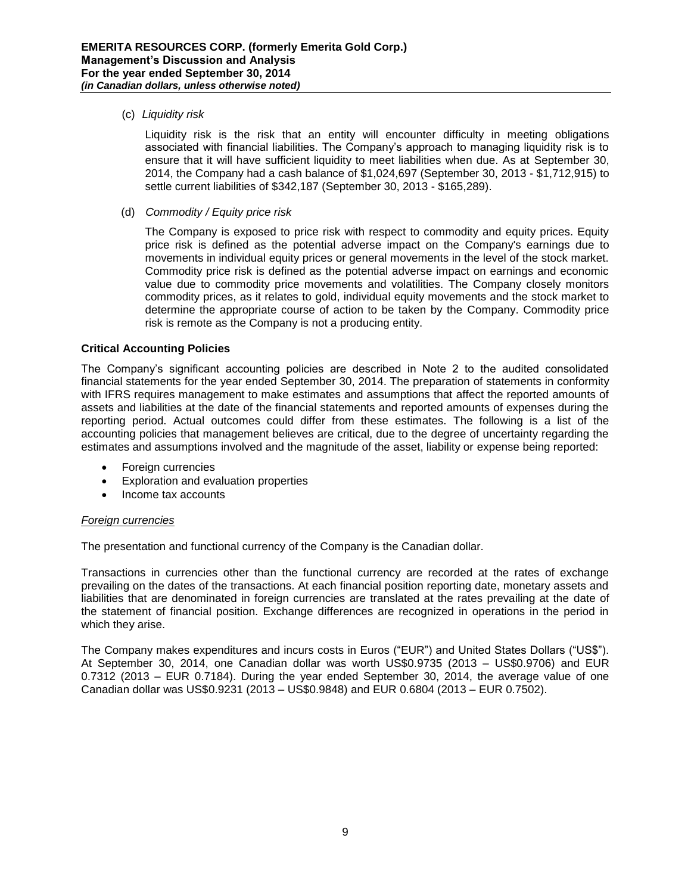(c) *Liquidity risk*

Liquidity risk is the risk that an entity will encounter difficulty in meeting obligations associated with financial liabilities. The Company's approach to managing liquidity risk is to ensure that it will have sufficient liquidity to meet liabilities when due. As at September 30, 2014, the Company had a cash balance of $1,024,697 (September 30, 2013 - $1,712,915) to settle current liabilities of $342,187 (September 30, 2013 - $165,289).

(d) *Commodity / Equity price risk*

The Company is exposed to price risk with respect to commodity and equity prices. Equity price risk is defined as the potential adverse impact on the Company's earnings due to movements in individual equity prices or general movements in the level of the stock market. Commodity price risk is defined as the potential adverse impact on earnings and economic value due to commodity price movements and volatilities. The Company closely monitors commodity prices, as it relates to gold, individual equity movements and the stock market to determine the appropriate course of action to be taken by the Company. Commodity price risk is remote as the Company is not a producing entity.

**Critical Accounting Policies**

The Company's significant accounting policies are described in Note 2 to the audited consolidated financial statements for the year ended September 30, 2014. The preparation of statements in conformity with IFRS requires management to make estimates and assumptions that affect the reported amounts of assets and liabilities at the date of the financial statements and reported amounts of expenses during the reporting period. Actual outcomes could differ from these estimates. The following is a list of the accounting policies that management believes are critical, due to the degree of uncertainty regarding the estimates and assumptions involved and the magnitude of the asset, liability or expense being reported:

- Foreign currencies
- Exploration and evaluation properties
- Income tax accounts

*Foreign currencies*

The presentation and functional currency of the Company is the Canadian dollar.

Transactions in currencies other than the functional currency are recorded at the rates of exchange prevailing on the dates of the transactions. At each financial position reporting date, monetary assets and liabilities that are denominated in foreign currencies are translated at the rates prevailing at the date of the statement of financial position. Exchange differences are recognized in operations in the period in which they arise.

The Company makes expenditures and incurs costs in Euros ("EUR") and United States Dollars ("US$"). At September 30, 2014, one Canadian dollar was worth US$0.9735 (2013 – US$0.9706) and EUR 0.7312 (2013 – EUR 0.7184). During the year ended September 30, 2014, the average value of one Canadian dollar was US$0.9231 (2013 – US$0.9848) and EUR 0.6804 (2013 – EUR 0.7502).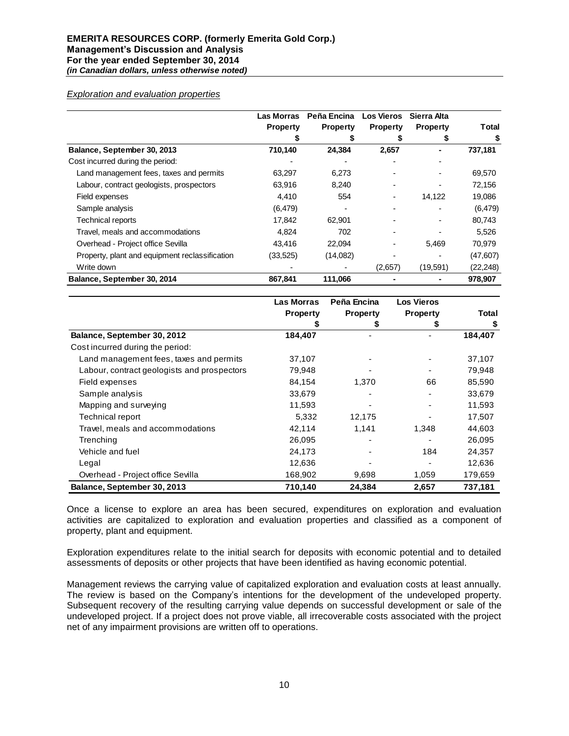*Exploration and evaluation properties*

| | Las Morras Property | Peña Encina Property | Los Vieros Property | Sierra Alta Property | Total |
|---|---|---|---|---|---|
| | $ | $ | $ | $ | $ |
| **Balance, September 30, 2013** | **710,140** | **24,384** | **2,657** | **-** | **737,181** |
| Cost incurred during the period: | - | - | - | - | |
| Land management fees, taxes and permits | 63,297 | 6,273 | - | - | 69,570 |
| Labour, contract geologists, prospectors | 63,916 | 8,240 | - | - | 72,156 |
| Field expenses | 4,410 | 554 | - | 14,122 | 19,086 |
| Sample analysis | (6,479) | - | - | - | (6,479) |
| Technical reports | 17,842 | 62,901 | - | - | 80,743 |
| Travel, meals and accommodations | 4,824 | 702 | - | - | 5,526 |
| Overhead - Project office Sevilla | 43,416 | 22,094 | - | 5,469 | 70,979 |
| Property, plant and equipment reclassification | (33,525) | (14,082) | - | - | (47,607) |
| Write down | - | - | (2,657) | (19,591) | (22,248) |
| **Balance, September 30, 2014** | **867,841** | **111,066** | **-** | **-** | **978,907** |

| | Las Morras Property | Peña Encina Property | Los Vieros Property | Total |
|---|---|---|---|---|
| | $ | $ | $ | $ |
| **Balance, September 30, 2012** | **184,407** | - | - | **184,407** |
| Cost incurred during the period: | | | | |
| Land management fees, taxes and permits | 37,107 | - | - | 37,107 |
| Labour, contract geologists and prospectors | 79,948 | - | - | 79,948 |
| Field expenses | 84,154 | 1,370 | 66 | 85,590 |
| Sample analysis | 33,679 | - | - | 33,679 |
| Mapping and surveying | 11,593 | - | - | 11,593 |
| Technical report | 5,332 | 12,175 | - | 17,507 |
| Travel, meals and accommodations | 42,114 | 1,141 | 1,348 | 44,603 |
| Trenching | 26,095 | - | - | 26,095 |
| Vehicle and fuel | 24,173 | - | 184 | 24,357 |
| Legal | 12,636 | - | - | 12,636 |
| Overhead - Project office Sevilla | 168,902 | 9,698 | 1,059 | 179,659 |
| **Balance, September 30, 2013** | **710,140** | **24,384** | **2,657** | **737,181** |

Once a license to explore an area has been secured, expenditures on exploration and evaluation activities are capitalized to exploration and evaluation properties and classified as a component of property, plant and equipment.

Exploration expenditures relate to the initial search for deposits with economic potential and to detailed assessments of deposits or other projects that have been identified as having economic potential.

Management reviews the carrying value of capitalized exploration and evaluation costs at least annually. The review is based on the Company's intentions for the development of the undeveloped property. Subsequent recovery of the resulting carrying value depends on successful development or sale of the undeveloped project. If a project does not prove viable, all irrecoverable costs associated with the project net of any impairment provisions are written off to operations.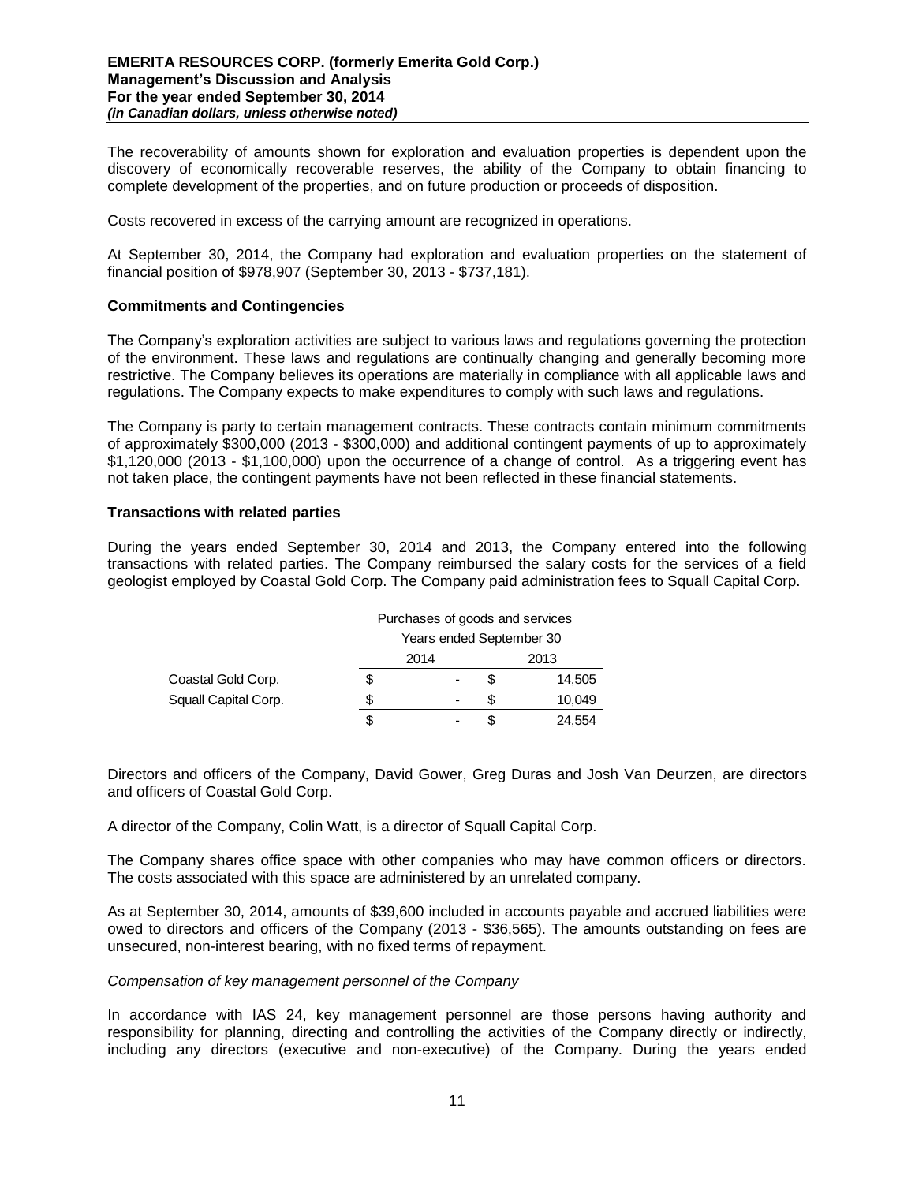The recoverability of amounts shown for exploration and evaluation properties is dependent upon the discovery of economically recoverable reserves, the ability of the Company to obtain financing to complete development of the properties, and on future production or proceeds of disposition.

Costs recovered in excess of the carrying amount are recognized in operations.

At September 30, 2014, the Company had exploration and evaluation properties on the statement of financial position of $978,907 (September 30, 2013 - $737,181).

**Commitments and Contingencies**

The Company's exploration activities are subject to various laws and regulations governing the protection of the environment. These laws and regulations are continually changing and generally becoming more restrictive. The Company believes its operations are materially in compliance with all applicable laws and regulations. The Company expects to make expenditures to comply with such laws and regulations.

The Company is party to certain management contracts. These contracts contain minimum commitments of approximately $300,000 (2013 - $300,000) and additional contingent payments of up to approximately $1,120,000 (2013 - $1,100,000) upon the occurrence of a change of control. As a triggering event has not taken place, the contingent payments have not been reflected in these financial statements.

**Transactions with related parties**

During the years ended September 30, 2014 and 2013, the Company entered into the following transactions with related parties. The Company reimbursed the salary costs for the services of a field geologist employed by Coastal Gold Corp. The Company paid administration fees to Squall Capital Corp.

| | Purchases of goods and services | |
|---|---|---|
| | Years ended September 30 | |
| | 2014 | 2013 |
| Coastal Gold Corp. | $ - | $ 14,505 |
| Squall Capital Corp. | $ - | $ 10,049 |
| | $ - | $ 24,554 |

Directors and officers of the Company, David Gower, Greg Duras and Josh Van Deurzen, are directors and officers of Coastal Gold Corp.

A director of the Company, Colin Watt, is a director of Squall Capital Corp.

The Company shares office space with other companies who may have common officers or directors. The costs associated with this space are administered by an unrelated company.

As at September 30, 2014, amounts of $39,600 included in accounts payable and accrued liabilities were owed to directors and officers of the Company (2013 - $36,565). The amounts outstanding on fees are unsecured, non-interest bearing, with no fixed terms of repayment.

*Compensation of key management personnel of the Company*

In accordance with IAS 24, key management personnel are those persons having authority and responsibility for planning, directing and controlling the activities of the Company directly or indirectly, including any directors (executive and non-executive) of the Company. During the years ended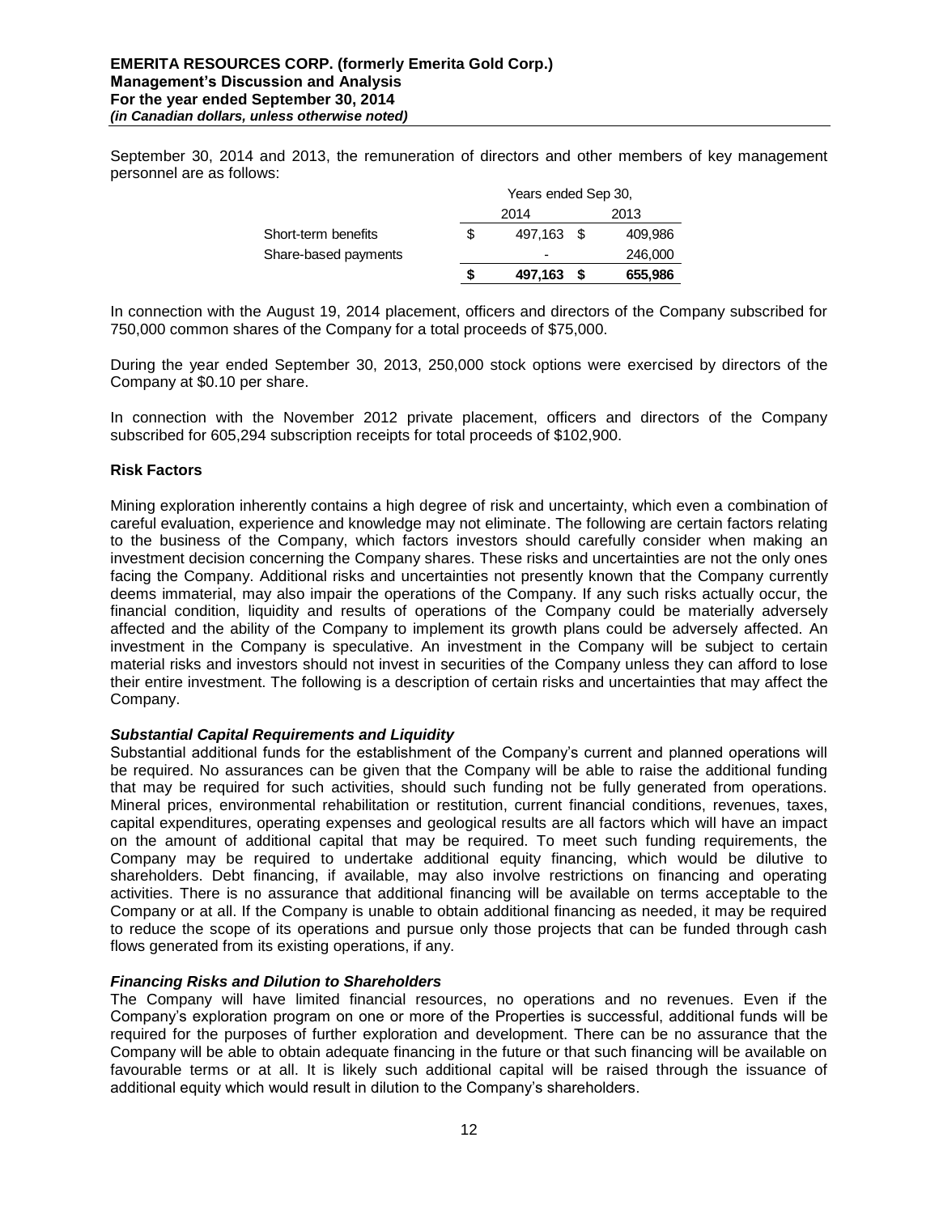September 30, 2014 and 2013, the remuneration of directors and other members of key management personnel are as follows:

| | Years ended Sep 30, 2014 | 2013 |
|---|---|---|
| Short-term benefits | $ 497,163 | $ 409,986 |
| Share-based payments | - | 246,000 |
| | **$ 497,163** | **$ 655,986** |

In connection with the August 19, 2014 placement, officers and directors of the Company subscribed for 750,000 common shares of the Company for a total proceeds of $75,000.

During the year ended September 30, 2013, 250,000 stock options were exercised by directors of the Company at $0.10 per share.

In connection with the November 2012 private placement, officers and directors of the Company subscribed for 605,294 subscription receipts for total proceeds of $102,900.

## Risk Factors

Mining exploration inherently contains a high degree of risk and uncertainty, which even a combination of careful evaluation, experience and knowledge may not eliminate. The following are certain factors relating to the business of the Company, which factors investors should carefully consider when making an investment decision concerning the Company shares. These risks and uncertainties are not the only ones facing the Company. Additional risks and uncertainties not presently known that the Company currently deems immaterial, may also impair the operations of the Company. If any such risks actually occur, the financial condition, liquidity and results of operations of the Company could be materially adversely affected and the ability of the Company to implement its growth plans could be adversely affected. An investment in the Company is speculative. An investment in the Company will be subject to certain material risks and investors should not invest in securities of the Company unless they can afford to lose their entire investment. The following is a description of certain risks and uncertainties that may affect the Company.

### *Substantial Capital Requirements and Liquidity*

Substantial additional funds for the establishment of the Company's current and planned operations will be required. No assurances can be given that the Company will be able to raise the additional funding that may be required for such activities, should such funding not be fully generated from operations. Mineral prices, environmental rehabilitation or restitution, current financial conditions, revenues, taxes, capital expenditures, operating expenses and geological results are all factors which will have an impact on the amount of additional capital that may be required. To meet such funding requirements, the Company may be required to undertake additional equity financing, which would be dilutive to shareholders. Debt financing, if available, may also involve restrictions on financing and operating activities. There is no assurance that additional financing will be available on terms acceptable to the Company or at all. If the Company is unable to obtain additional financing as needed, it may be required to reduce the scope of its operations and pursue only those projects that can be funded through cash flows generated from its existing operations, if any.

### *Financing Risks and Dilution to Shareholders*

The Company will have limited financial resources, no operations and no revenues. Even if the Company's exploration program on one or more of the Properties is successful, additional funds will be required for the purposes of further exploration and development. There can be no assurance that the Company will be able to obtain adequate financing in the future or that such financing will be available on favourable terms or at all. It is likely such additional capital will be raised through the issuance of additional equity which would result in dilution to the Company's shareholders.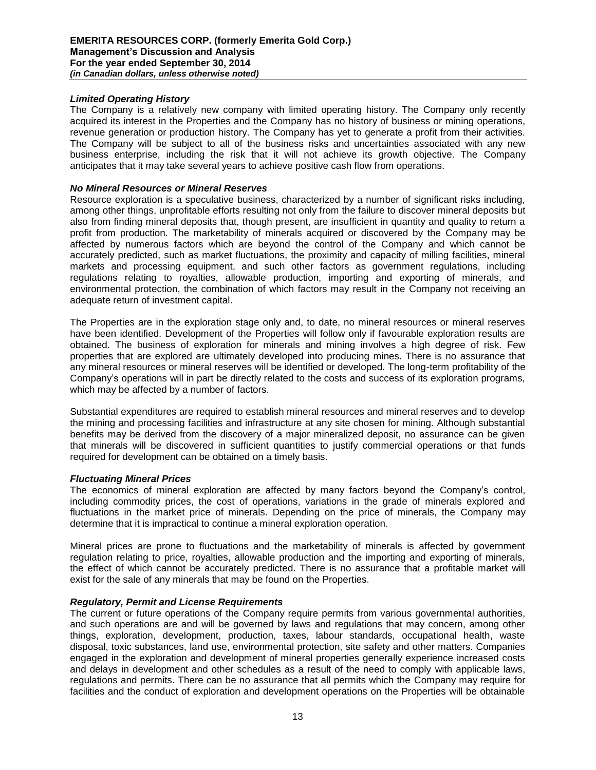### *Limited Operating History*

The Company is a relatively new company with limited operating history. The Company only recently acquired its interest in the Properties and the Company has no history of business or mining operations, revenue generation or production history. The Company has yet to generate a profit from their activities. The Company will be subject to all of the business risks and uncertainties associated with any new business enterprise, including the risk that it will not achieve its growth objective. The Company anticipates that it may take several years to achieve positive cash flow from operations.

### *No Mineral Resources or Mineral Reserves*

Resource exploration is a speculative business, characterized by a number of significant risks including, among other things, unprofitable efforts resulting not only from the failure to discover mineral deposits but also from finding mineral deposits that, though present, are insufficient in quantity and quality to return a profit from production. The marketability of minerals acquired or discovered by the Company may be affected by numerous factors which are beyond the control of the Company and which cannot be accurately predicted, such as market fluctuations, the proximity and capacity of milling facilities, mineral markets and processing equipment, and such other factors as government regulations, including regulations relating to royalties, allowable production, importing and exporting of minerals, and environmental protection, the combination of which factors may result in the Company not receiving an adequate return of investment capital.

The Properties are in the exploration stage only and, to date, no mineral resources or mineral reserves have been identified. Development of the Properties will follow only if favourable exploration results are obtained. The business of exploration for minerals and mining involves a high degree of risk. Few properties that are explored are ultimately developed into producing mines. There is no assurance that any mineral resources or mineral reserves will be identified or developed. The long-term profitability of the Company's operations will in part be directly related to the costs and success of its exploration programs, which may be affected by a number of factors.

Substantial expenditures are required to establish mineral resources and mineral reserves and to develop the mining and processing facilities and infrastructure at any site chosen for mining. Although substantial benefits may be derived from the discovery of a major mineralized deposit, no assurance can be given that minerals will be discovered in sufficient quantities to justify commercial operations or that funds required for development can be obtained on a timely basis.

### *Fluctuating Mineral Prices*

The economics of mineral exploration are affected by many factors beyond the Company's control, including commodity prices, the cost of operations, variations in the grade of minerals explored and fluctuations in the market price of minerals. Depending on the price of minerals, the Company may determine that it is impractical to continue a mineral exploration operation.

Mineral prices are prone to fluctuations and the marketability of minerals is affected by government regulation relating to price, royalties, allowable production and the importing and exporting of minerals, the effect of which cannot be accurately predicted. There is no assurance that a profitable market will exist for the sale of any minerals that may be found on the Properties.

### *Regulatory, Permit and License Requirements*

The current or future operations of the Company require permits from various governmental authorities, and such operations are and will be governed by laws and regulations that may concern, among other things, exploration, development, production, taxes, labour standards, occupational health, waste disposal, toxic substances, land use, environmental protection, site safety and other matters. Companies engaged in the exploration and development of mineral properties generally experience increased costs and delays in development and other schedules as a result of the need to comply with applicable laws, regulations and permits. There can be no assurance that all permits which the Company may require for facilities and the conduct of exploration and development operations on the Properties will be obtainable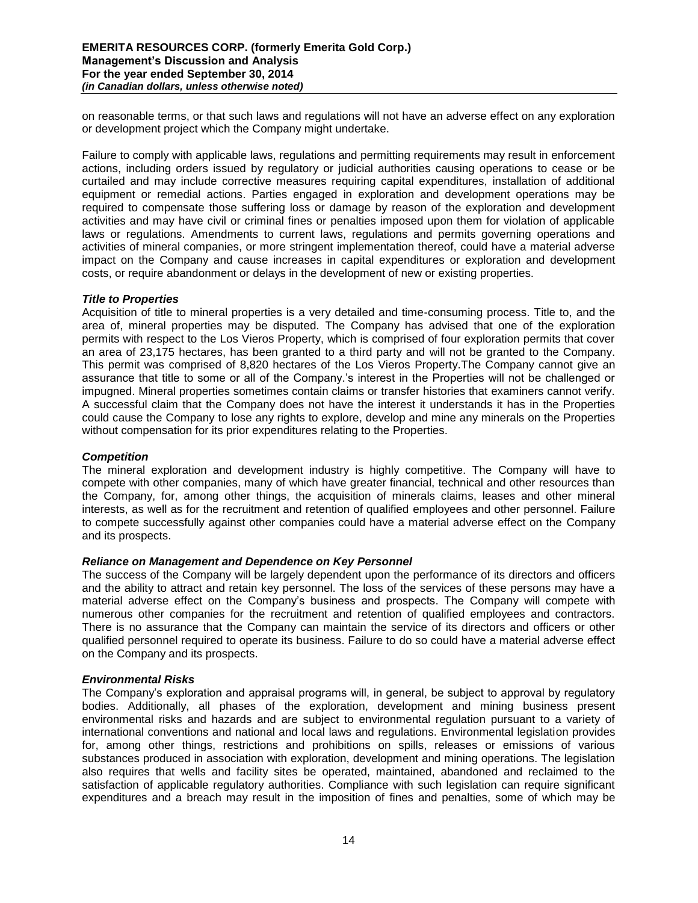on reasonable terms, or that such laws and regulations will not have an adverse effect on any exploration or development project which the Company might undertake.

Failure to comply with applicable laws, regulations and permitting requirements may result in enforcement actions, including orders issued by regulatory or judicial authorities causing operations to cease or be curtailed and may include corrective measures requiring capital expenditures, installation of additional equipment or remedial actions. Parties engaged in exploration and development operations may be required to compensate those suffering loss or damage by reason of the exploration and development activities and may have civil or criminal fines or penalties imposed upon them for violation of applicable laws or regulations. Amendments to current laws, regulations and permits governing operations and activities of mineral companies, or more stringent implementation thereof, could have a material adverse impact on the Company and cause increases in capital expenditures or exploration and development costs, or require abandonment or delays in the development of new or existing properties.

### *Title to Properties*

Acquisition of title to mineral properties is a very detailed and time-consuming process. Title to, and the area of, mineral properties may be disputed. The Company has advised that one of the exploration permits with respect to the Los Vieros Property, which is comprised of four exploration permits that cover an area of 23,175 hectares, has been granted to a third party and will not be granted to the Company. This permit was comprised of 8,820 hectares of the Los Vieros Property.The Company cannot give an assurance that title to some or all of the Company.'s interest in the Properties will not be challenged or impugned. Mineral properties sometimes contain claims or transfer histories that examiners cannot verify. A successful claim that the Company does not have the interest it understands it has in the Properties could cause the Company to lose any rights to explore, develop and mine any minerals on the Properties without compensation for its prior expenditures relating to the Properties.

### *Competition*

The mineral exploration and development industry is highly competitive. The Company will have to compete with other companies, many of which have greater financial, technical and other resources than the Company, for, among other things, the acquisition of minerals claims, leases and other mineral interests, as well as for the recruitment and retention of qualified employees and other personnel. Failure to compete successfully against other companies could have a material adverse effect on the Company and its prospects.

### *Reliance on Management and Dependence on Key Personnel*

The success of the Company will be largely dependent upon the performance of its directors and officers and the ability to attract and retain key personnel. The loss of the services of these persons may have a material adverse effect on the Company's business and prospects. The Company will compete with numerous other companies for the recruitment and retention of qualified employees and contractors. There is no assurance that the Company can maintain the service of its directors and officers or other qualified personnel required to operate its business. Failure to do so could have a material adverse effect on the Company and its prospects.

### *Environmental Risks*

The Company's exploration and appraisal programs will, in general, be subject to approval by regulatory bodies. Additionally, all phases of the exploration, development and mining business present environmental risks and hazards and are subject to environmental regulation pursuant to a variety of international conventions and national and local laws and regulations. Environmental legislation provides for, among other things, restrictions and prohibitions on spills, releases or emissions of various substances produced in association with exploration, development and mining operations. The legislation also requires that wells and facility sites be operated, maintained, abandoned and reclaimed to the satisfaction of applicable regulatory authorities. Compliance with such legislation can require significant expenditures and a breach may result in the imposition of fines and penalties, some of which may be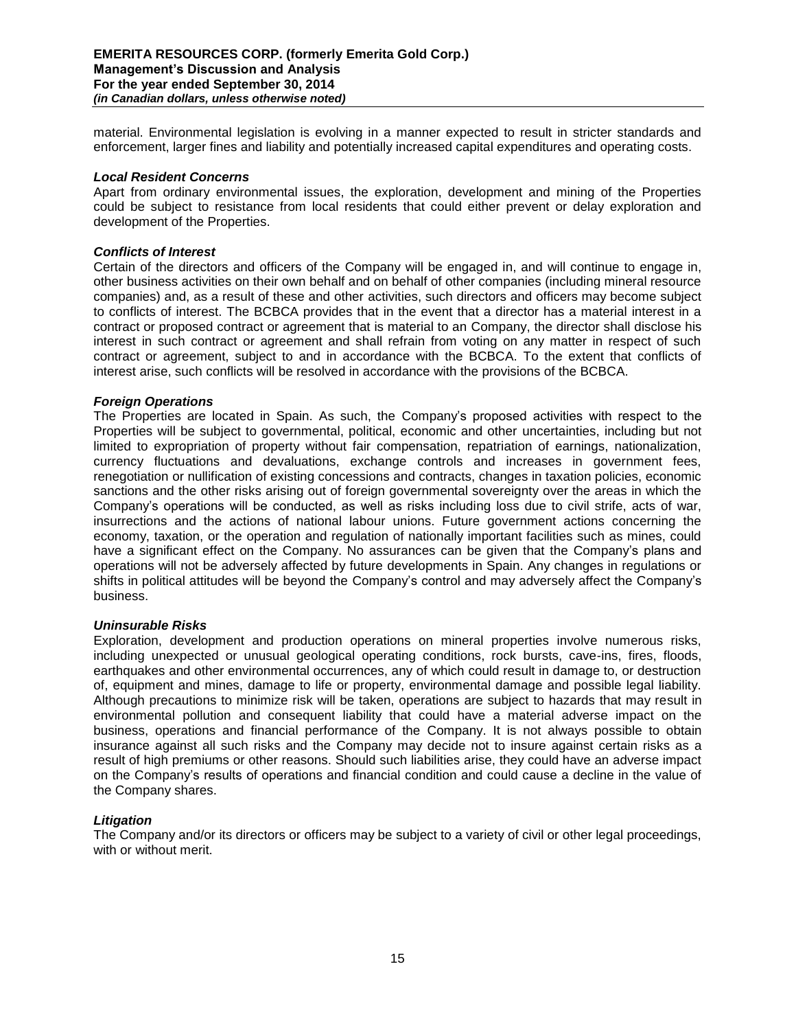material. Environmental legislation is evolving in a manner expected to result in stricter standards and enforcement, larger fines and liability and potentially increased capital expenditures and operating costs.

***Local Resident Concerns***

Apart from ordinary environmental issues, the exploration, development and mining of the Properties could be subject to resistance from local residents that could either prevent or delay exploration and development of the Properties.

***Conflicts of Interest***

Certain of the directors and officers of the Company will be engaged in, and will continue to engage in, other business activities on their own behalf and on behalf of other companies (including mineral resource companies) and, as a result of these and other activities, such directors and officers may become subject to conflicts of interest. The BCBCA provides that in the event that a director has a material interest in a contract or proposed contract or agreement that is material to an Company, the director shall disclose his interest in such contract or agreement and shall refrain from voting on any matter in respect of such contract or agreement, subject to and in accordance with the BCBCA. To the extent that conflicts of interest arise, such conflicts will be resolved in accordance with the provisions of the BCBCA.

***Foreign Operations***

The Properties are located in Spain. As such, the Company's proposed activities with respect to the Properties will be subject to governmental, political, economic and other uncertainties, including but not limited to expropriation of property without fair compensation, repatriation of earnings, nationalization, currency fluctuations and devaluations, exchange controls and increases in government fees, renegotiation or nullification of existing concessions and contracts, changes in taxation policies, economic sanctions and the other risks arising out of foreign governmental sovereignty over the areas in which the Company's operations will be conducted, as well as risks including loss due to civil strife, acts of war, insurrections and the actions of national labour unions. Future government actions concerning the economy, taxation, or the operation and regulation of nationally important facilities such as mines, could have a significant effect on the Company. No assurances can be given that the Company's plans and operations will not be adversely affected by future developments in Spain. Any changes in regulations or shifts in political attitudes will be beyond the Company's control and may adversely affect the Company's business.

***Uninsurable Risks***

Exploration, development and production operations on mineral properties involve numerous risks, including unexpected or unusual geological operating conditions, rock bursts, cave-ins, fires, floods, earthquakes and other environmental occurrences, any of which could result in damage to, or destruction of, equipment and mines, damage to life or property, environmental damage and possible legal liability. Although precautions to minimize risk will be taken, operations are subject to hazards that may result in environmental pollution and consequent liability that could have a material adverse impact on the business, operations and financial performance of the Company. It is not always possible to obtain insurance against all such risks and the Company may decide not to insure against certain risks as a result of high premiums or other reasons. Should such liabilities arise, they could have an adverse impact on the Company's results of operations and financial condition and could cause a decline in the value of the Company shares.

***Litigation***

The Company and/or its directors or officers may be subject to a variety of civil or other legal proceedings, with or without merit.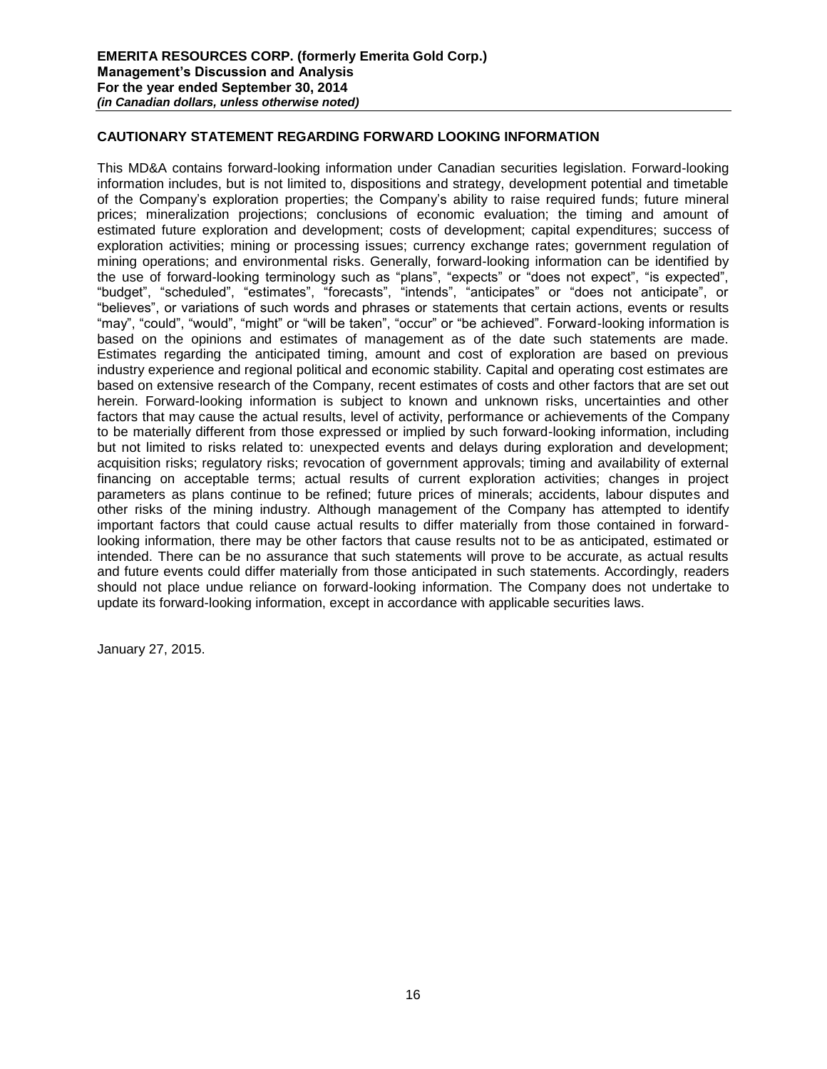## CAUTIONARY STATEMENT REGARDING FORWARD LOOKING INFORMATION

This MD&A contains forward-looking information under Canadian securities legislation. Forward-looking information includes, but is not limited to, dispositions and strategy, development potential and timetable of the Company's exploration properties; the Company's ability to raise required funds; future mineral prices; mineralization projections; conclusions of economic evaluation; the timing and amount of estimated future exploration and development; costs of development; capital expenditures; success of exploration activities; mining or processing issues; currency exchange rates; government regulation of mining operations; and environmental risks. Generally, forward-looking information can be identified by the use of forward-looking terminology such as "plans", "expects" or "does not expect", "is expected", "budget", "scheduled", "estimates", "forecasts", "intends", "anticipates" or "does not anticipate", or "believes", or variations of such words and phrases or statements that certain actions, events or results "may", "could", "would", "might" or "will be taken", "occur" or "be achieved". Forward-looking information is based on the opinions and estimates of management as of the date such statements are made. Estimates regarding the anticipated timing, amount and cost of exploration are based on previous industry experience and regional political and economic stability. Capital and operating cost estimates are based on extensive research of the Company, recent estimates of costs and other factors that are set out herein. Forward-looking information is subject to known and unknown risks, uncertainties and other factors that may cause the actual results, level of activity, performance or achievements of the Company to be materially different from those expressed or implied by such forward-looking information, including but not limited to risks related to: unexpected events and delays during exploration and development; acquisition risks; regulatory risks; revocation of government approvals; timing and availability of external financing on acceptable terms; actual results of current exploration activities; changes in project parameters as plans continue to be refined; future prices of minerals; accidents, labour disputes and other risks of the mining industry. Although management of the Company has attempted to identify important factors that could cause actual results to differ materially from those contained in forward-looking information, there may be other factors that cause results not to be as anticipated, estimated or intended. There can be no assurance that such statements will prove to be accurate, as actual results and future events could differ materially from those anticipated in such statements. Accordingly, readers should not place undue reliance on forward-looking information. The Company does not undertake to update its forward-looking information, except in accordance with applicable securities laws.

January 27, 2015.